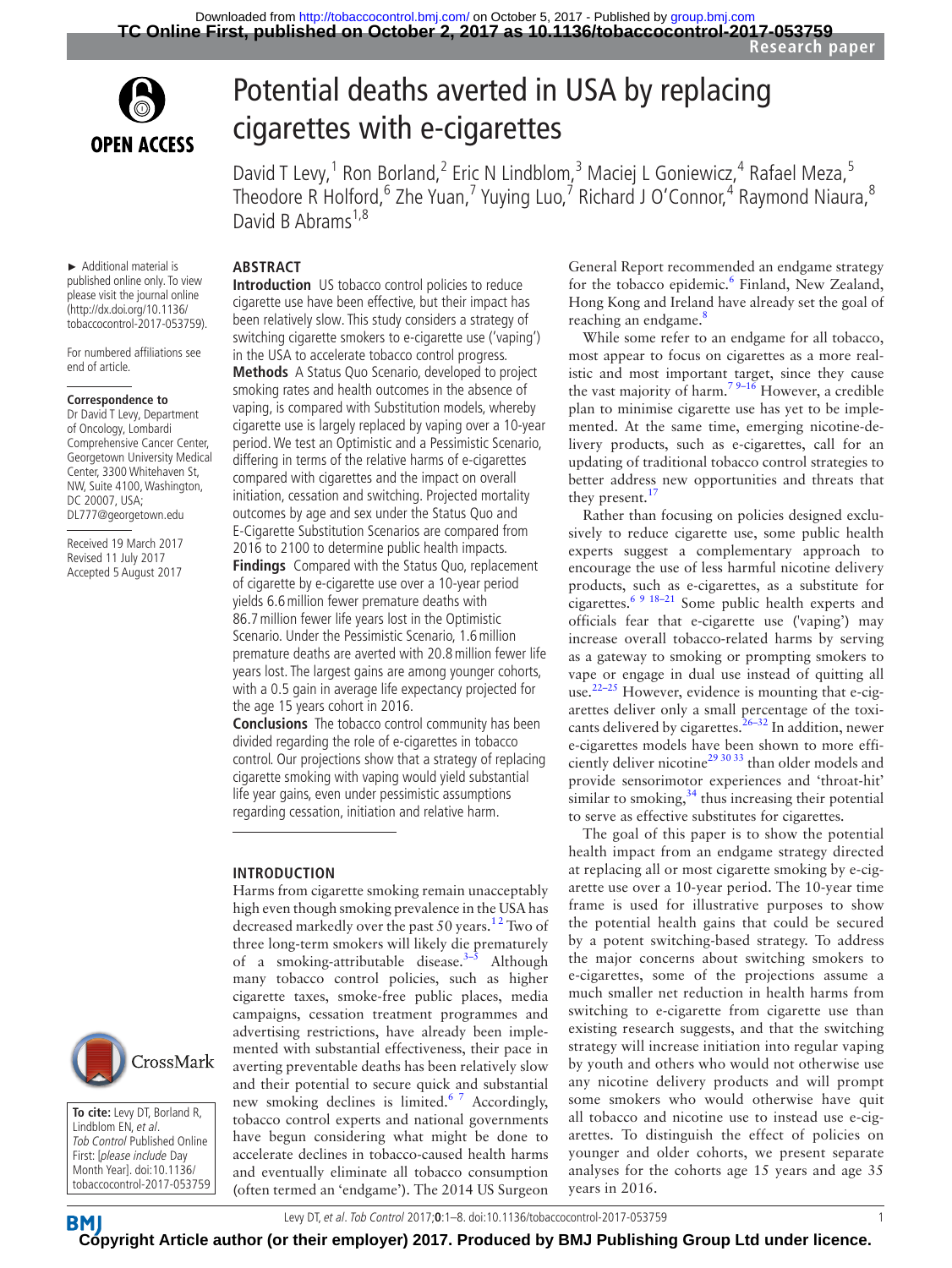# Potential deaths averted in USA by replacing cigarettes with e-cigarettes

David T Levy,[1] Ron Borland,[2] Eric N Lindblom,[3] Maciej L Goniewicz,[4] Rafael Meza,[5] Theodore R Holford,[6] Zhe Yuan,[7] Yuying Luo,[7] Richard J O'Connor,[4] Raymond Niaura,[8] David B Abrams[1,8]

► Additional material is published online only. To view please visit the journal online (http://dx.doi.org/10.1136/tobaccocontrol-2017-053759).

For numbered affiliations see end of article.

**Correspondence to**
Dr David T Levy, Department of Oncology, Lombardi Comprehensive Cancer Center, Georgetown University Medical Center, 3300 Whitehaven St, NW, Suite 4100, Washington, DC 20007, USA; DL777@georgetown.edu

Received 19 March 2017
Revised 11 July 2017
Accepted 5 August 2017

**To cite:** Levy DT, Borland R, Lindblom EN, *et al*. *Tob Control* Published Online First: [*please include* Day Month Year]. doi:10.1136/tobaccocontrol-2017-053759

## ABSTRACT

**Introduction** US tobacco control policies to reduce cigarette use have been effective, but their impact has been relatively slow. This study considers a strategy of switching cigarette smokers to e-cigarette use ('vaping') in the USA to accelerate tobacco control progress.

**Methods** A Status Quo Scenario, developed to project smoking rates and health outcomes in the absence of vaping, is compared with Substitution models, whereby cigarette use is largely replaced by vaping over a 10-year period. We test an Optimistic and a Pessimistic Scenario, differing in terms of the relative harms of e-cigarettes compared with cigarettes and the impact on overall initiation, cessation and switching. Projected mortality outcomes by age and sex under the Status Quo and E-Cigarette Substitution Scenarios are compared from 2016 to 2100 to determine public health impacts.

**Findings** Compared with the Status Quo, replacement of cigarette by e-cigarette use over a 10-year period yields 6.6 million fewer premature deaths with 86.7 million fewer life years lost in the Optimistic Scenario. Under the Pessimistic Scenario, 1.6 million premature deaths are averted with 20.8 million fewer life years lost. The largest gains are among younger cohorts, with a 0.5 gain in average life expectancy projected for the age 15 years cohort in 2016.

**Conclusions** The tobacco control community has been divided regarding the role of e-cigarettes in tobacco control. Our projections show that a strategy of replacing cigarette smoking with vaping would yield substantial life year gains, even under pessimistic assumptions regarding cessation, initiation and relative harm.

## INTRODUCTION

Harms from cigarette smoking remain unacceptably high even though smoking prevalence in the USA has decreased markedly over the past 50 years.[1,2] Two of three long-term smokers will likely die prematurely of a smoking-attributable disease.[3–5] Although many tobacco control policies, such as higher cigarette taxes, smoke-free public places, media campaigns, cessation treatment programmes and advertising restrictions, have already been implemented with substantial effectiveness, their pace in averting preventable deaths has been relatively slow and their potential to secure quick and substantial new smoking declines is limited.[6,7] Accordingly, tobacco control experts and national governments have begun considering what might be done to accelerate declines in tobacco-caused health harms and eventually eliminate all tobacco consumption (often termed an 'endgame'). The 2014 US Surgeon General Report recommended an endgame strategy for the tobacco epidemic.[6] Finland, New Zealand, Hong Kong and Ireland have already set the goal of reaching an endgame.[8]

While some refer to an endgame for all tobacco, most appear to focus on cigarettes as a more realistic and most important target, since they cause the vast majority of harm.[7,9–16] However, a credible plan to minimise cigarette use has yet to be implemented. At the same time, emerging nicotine-delivery products, such as e-cigarettes, call for an updating of traditional tobacco control strategies to better address new opportunities and threats that they present.[17]

Rather than focusing on policies designed exclusively to reduce cigarette use, some public health experts suggest a complementary approach to encourage the use of less harmful nicotine delivery products, such as e-cigarettes, as a substitute for cigarettes.[6,9,18–21] Some public health experts and officials fear that e-cigarette use ('vaping') may increase overall tobacco-related harms by serving as a gateway to smoking or prompting smokers to vape or engage in dual use instead of quitting all use.[22–25] However, evidence is mounting that e-cigarettes deliver only a small percentage of the toxicants delivered by cigarettes.[26–32] In addition, newer e-cigarettes models have been shown to more efficiently deliver nicotine[29,30,33] than older models and provide sensorimotor experiences and 'throat-hit' similar to smoking,[34] thus increasing their potential to serve as effective substitutes for cigarettes.

The goal of this paper is to show the potential health impact from an endgame strategy directed at replacing all or most cigarette smoking by e-cigarette use over a 10-year period. The 10-year time frame is used for illustrative purposes to show the potential health gains that could be secured by a potent switching-based strategy. To address the major concerns about switching smokers to e-cigarettes, some of the projections assume a much smaller net reduction in health harms from switching to e-cigarette from cigarette use than existing research suggests, and that the switching strategy will increase initiation into regular vaping by youth and others who would not otherwise use any nicotine delivery products and will prompt some smokers who would otherwise have quit all tobacco and nicotine use to instead use e-cigarettes. To distinguish the effect of policies on younger and older cohorts, we present separate analyses for the cohorts age 15 years and age 35 years in 2016.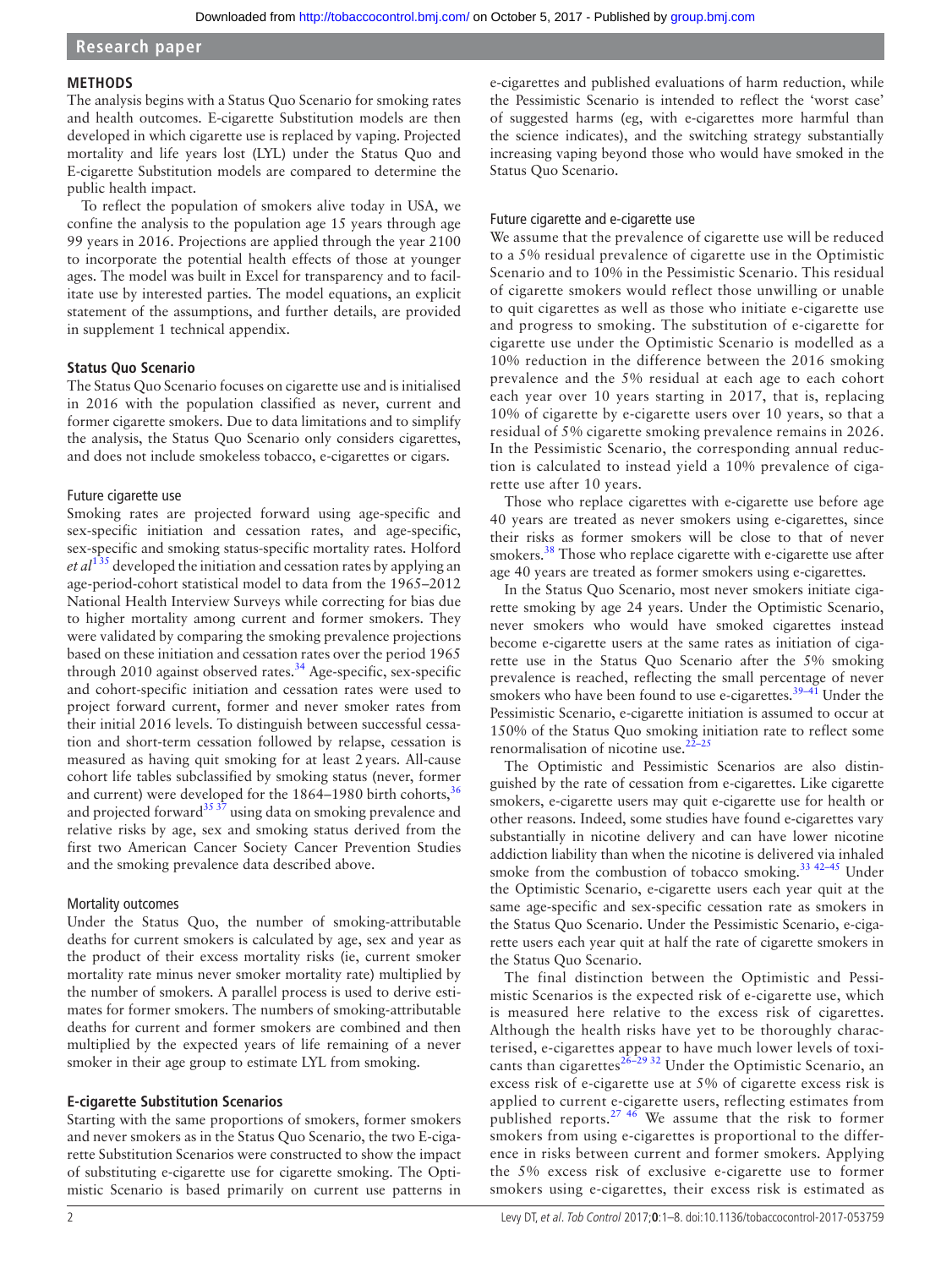## METHODS

The analysis begins with a Status Quo Scenario for smoking rates and health outcomes. E-cigarette Substitution models are then developed in which cigarette use is replaced by vaping. Projected mortality and life years lost (LYL) under the Status Quo and E-cigarette Substitution models are compared to determine the public health impact.

To reflect the population of smokers alive today in USA, we confine the analysis to the population age 15 years through age 99 years in 2016. Projections are applied through the year 2100 to incorporate the potential health effects of those at younger ages. The model was built in Excel for transparency and to facilitate use by interested parties. The model equations, an explicit statement of the assumptions, and further details, are provided in supplement 1 technical appendix.

### Status Quo Scenario

The Status Quo Scenario focuses on cigarette use and is initialised in 2016 with the population classified as never, current and former cigarette smokers. Due to data limitations and to simplify the analysis, the Status Quo Scenario only considers cigarettes, and does not include smokeless tobacco, e-cigarettes or cigars.

#### Future cigarette use

Smoking rates are projected forward using age-specific and sex-specific initiation and cessation rates, and age-specific, sex-specific and smoking status-specific mortality rates. Holford *et al*[1,35] developed the initiation and cessation rates by applying an age-period-cohort statistical model to data from the 1965–2012 National Health Interview Surveys while correcting for bias due to higher mortality among current and former smokers. They were validated by comparing the smoking prevalence projections based on these initiation and cessation rates over the period 1965 through 2010 against observed rates.[34] Age-specific, sex-specific and cohort-specific initiation and cessation rates were used to project forward current, former and never smoker rates from their initial 2016 levels. To distinguish between successful cessation and short-term cessation followed by relapse, cessation is measured as having quit smoking for at least 2 years. All-cause cohort life tables subclassified by smoking status (never, former and current) were developed for the 1864–1980 birth cohorts,[36] and projected forward[35,37] using data on smoking prevalence and relative risks by age, sex and smoking status derived from the first two American Cancer Society Cancer Prevention Studies and the smoking prevalence data described above.

#### Mortality outcomes

Under the Status Quo, the number of smoking-attributable deaths for current smokers is calculated by age, sex and year as the product of their excess mortality risks (ie, current smoker mortality rate minus never smoker mortality rate) multiplied by the number of smokers. A parallel process is used to derive estimates for former smokers. The numbers of smoking-attributable deaths for current and former smokers are combined and then multiplied by the expected years of life remaining of a never smoker in their age group to estimate LYL from smoking.

### E-cigarette Substitution Scenarios

Starting with the same proportions of smokers, former smokers and never smokers as in the Status Quo Scenario, the two E-cigarette Substitution Scenarios were constructed to show the impact of substituting e-cigarette use for cigarette smoking. The Optimistic Scenario is based primarily on current use patterns in e-cigarettes and published evaluations of harm reduction, while the Pessimistic Scenario is intended to reflect the 'worst case' of suggested harms (eg, with e-cigarettes more harmful than the science indicates), and the switching strategy substantially increasing vaping beyond those who would have smoked in the Status Quo Scenario.

#### Future cigarette and e-cigarette use

We assume that the prevalence of cigarette use will be reduced to a 5% residual prevalence of cigarette use in the Optimistic Scenario and to 10% in the Pessimistic Scenario. This residual of cigarette smokers would reflect those unwilling or unable to quit cigarettes as well as those who initiate e-cigarette use and progress to smoking. The substitution of e-cigarette for cigarette use under the Optimistic Scenario is modelled as a 10% reduction in the difference between the 2016 smoking prevalence and the 5% residual at each age to each cohort each year over 10 years starting in 2017, that is, replacing 10% of cigarette by e-cigarette users over 10 years, so that a residual of 5% cigarette smoking prevalence remains in 2026. In the Pessimistic Scenario, the corresponding annual reduction is calculated to instead yield a 10% prevalence of cigarette use after 10 years.

Those who replace cigarettes with e-cigarette use before age 40 years are treated as never smokers using e-cigarettes, since their risks as former smokers will be close to that of never smokers.[38] Those who replace cigarette with e-cigarette use after age 40 years are treated as former smokers using e-cigarettes.

In the Status Quo Scenario, most never smokers initiate cigarette smoking by age 24 years. Under the Optimistic Scenario, never smokers who would have smoked cigarettes instead become e-cigarette users at the same rates as initiation of cigarette use in the Status Quo Scenario after the 5% smoking prevalence is reached, reflecting the small percentage of never smokers who have been found to use e-cigarettes.[39–41] Under the Pessimistic Scenario, e-cigarette initiation is assumed to occur at 150% of the Status Quo smoking initiation rate to reflect some renormalisation of nicotine use.[22–25]

The Optimistic and Pessimistic Scenarios are also distinguished by the rate of cessation from e-cigarettes. Like cigarette smokers, e-cigarette users may quit e-cigarette use for health or other reasons. Indeed, some studies have found e-cigarettes vary substantially in nicotine delivery and can have lower nicotine addiction liability than when the nicotine is delivered via inhaled smoke from the combustion of tobacco smoking.[33,42–45] Under the Optimistic Scenario, e-cigarette users each year quit at the same age-specific and sex-specific cessation rate as smokers in the Status Quo Scenario. Under the Pessimistic Scenario, e-cigarette users each year quit at half the rate of cigarette smokers in the Status Quo Scenario.

The final distinction between the Optimistic and Pessimistic Scenarios is the expected risk of e-cigarette use, which is measured here relative to the excess risk of cigarettes. Although the health risks have yet to be thoroughly characterised, e-cigarettes appear to have much lower levels of toxicants than cigarettes[26–29,32] Under the Optimistic Scenario, an excess risk of e-cigarette use at 5% of cigarette excess risk is applied to current e-cigarette users, reflecting estimates from published reports.[27,46] We assume that the risk to former smokers from using e-cigarettes is proportional to the difference in risks between current and former smokers. Applying the 5% excess risk of exclusive e-cigarette use to former smokers using e-cigarettes, their excess risk is estimated as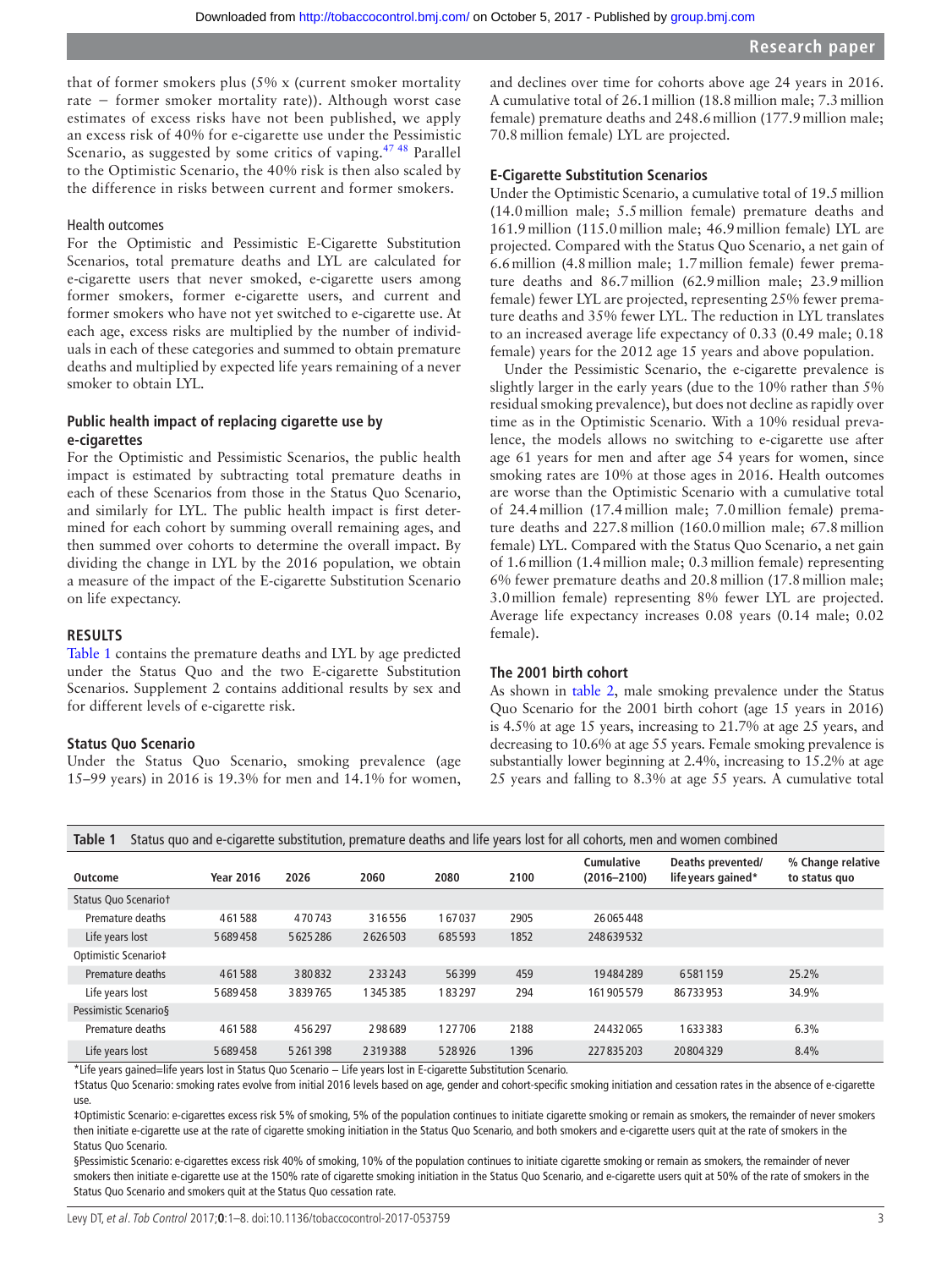that of former smokers plus (5% x (current smoker mortality rate − former smoker mortality rate)). Although worst case estimates of excess risks have not been published, we apply an excess risk of 40% for e-cigarette use under the Pessimistic Scenario, as suggested by some critics of vaping.[47 48] Parallel to the Optimistic Scenario, the 40% risk is then also scaled by the difference in risks between current and former smokers.

### Health outcomes

For the Optimistic and Pessimistic E-Cigarette Substitution Scenarios, total premature deaths and LYL are calculated for e-cigarette users that never smoked, e-cigarette users among former smokers, former e-cigarette users, and current and former smokers who have not yet switched to e-cigarette use. At each age, excess risks are multiplied by the number of individuals in each of these categories and summed to obtain premature deaths and multiplied by expected life years remaining of a never smoker to obtain LYL.

### Public health impact of replacing cigarette use by e-cigarettes

For the Optimistic and Pessimistic Scenarios, the public health impact is estimated by subtracting total premature deaths in each of these Scenarios from those in the Status Quo Scenario, and similarly for LYL. The public health impact is first determined for each cohort by summing overall remaining ages, and then summed over cohorts to determine the overall impact. By dividing the change in LYL by the 2016 population, we obtain a measure of the impact of the E-cigarette Substitution Scenario on life expectancy.

## RESULTS

Table 1 contains the premature deaths and LYL by age predicted under the Status Quo and the two E-cigarette Substitution Scenarios. Supplement 2 contains additional results by sex and for different levels of e-cigarette risk.

### Status Quo Scenario

Under the Status Quo Scenario, smoking prevalence (age 15–99 years) in 2016 is 19.3% for men and 14.1% for women, and declines over time for cohorts above age 24 years in 2016. A cumulative total of 26.1 million (18.8 million male; 7.3 million female) premature deaths and 248.6 million (177.9 million male; 70.8 million female) LYL are projected.

### E-Cigarette Substitution Scenarios

Under the Optimistic Scenario, a cumulative total of 19.5 million (14.0 million male; 5.5 million female) premature deaths and 161.9 million (115.0 million male; 46.9 million female) LYL are projected. Compared with the Status Quo Scenario, a net gain of 6.6 million (4.8 million male; 1.7 million female) fewer premature deaths and 86.7 million (62.9 million male; 23.9 million female) fewer LYL are projected, representing 25% fewer premature deaths and 35% fewer LYL. The reduction in LYL translates to an increased average life expectancy of 0.33 (0.49 male; 0.18 female) years for the 2012 age 15 years and above population.

Under the Pessimistic Scenario, the e-cigarette prevalence is slightly larger in the early years (due to the 10% rather than 5% residual smoking prevalence), but does not decline as rapidly over time as in the Optimistic Scenario. With a 10% residual prevalence, the models allows no switching to e-cigarette use after age 61 years for men and after age 54 years for women, since smoking rates are 10% at those ages in 2016. Health outcomes are worse than the Optimistic Scenario with a cumulative total of 24.4 million (17.4 million male; 7.0 million female) premature deaths and 227.8 million (160.0 million male; 67.8 million female) LYL. Compared with the Status Quo Scenario, a net gain of 1.6 million (1.4 million male; 0.3 million female) representing 6% fewer premature deaths and 20.8 million (17.8 million male; 3.0 million female) representing 8% fewer LYL are projected. Average life expectancy increases 0.08 years (0.14 male; 0.02 female).

### The 2001 birth cohort

As shown in table 2, male smoking prevalence under the Status Quo Scenario for the 2001 birth cohort (age 15 years in 2016) is 4.5% at age 15 years, increasing to 21.7% at age 25 years, and decreasing to 10.6% at age 55 years. Female smoking prevalence is substantially lower beginning at 2.4%, increasing to 15.2% at age 25 years and falling to 8.3% at age 55 years. A cumulative total

**Table 1** Status quo and e-cigarette substitution, premature deaths and life years lost for all cohorts, men and women combined

| Outcome | Year 2016 | 2026 | 2060 | 2080 | 2100 | Cumulative (2016–2100) | Deaths prevented/ life years gained* | % Change relative to status quo |
|---|---|---|---|---|---|---|---|---|
| Status Quo Scenario† | | | | | | | | |
| Premature deaths | 461588 | 470743 | 316556 | 167037 | 2905 | 26065448 | | |
| Life years lost | 5689458 | 5625286 | 2626503 | 685593 | 1852 | 248639532 | | |
| Optimistic Scenario‡ | | | | | | | | |
| Premature deaths | 461588 | 380832 | 233243 | 56399 | 459 | 19484289 | 6581159 | 25.2% |
| Life years lost | 5689458 | 3839765 | 1345385 | 183297 | 294 | 161905579 | 86733953 | 34.9% |
| Pessimistic Scenario§ | | | | | | | | |
| Premature deaths | 461588 | 456297 | 298689 | 127706 | 2188 | 24432065 | 1633383 | 6.3% |
| Life years lost | 5689458 | 5261398 | 2319388 | 528926 | 1396 | 227835203 | 20804329 | 8.4% |

*Life years gained=life years lost in Status Quo Scenario − Life years lost in E-cigarette Substitution Scenario.

†Status Quo Scenario: smoking rates evolve from initial 2016 levels based on age, gender and cohort-specific smoking initiation and cessation rates in the absence of e-cigarette use.

‡Optimistic Scenario: e-cigarettes excess risk 5% of smoking, 5% of the population continues to initiate cigarette smoking or remain as smokers, the remainder of never smokers then initiate e-cigarette use at the rate of cigarette smoking initiation in the Status Quo Scenario, and both smokers and e-cigarette users quit at the rate of smokers in the Status Quo Scenario.

§Pessimistic Scenario: e-cigarettes excess risk 40% of smoking, 10% of the population continues to initiate cigarette smoking or remain as smokers, the remainder of never smokers then initiate e-cigarette use at the 150% rate of cigarette smoking initiation in the Status Quo Scenario, and e-cigarette users quit at 50% of the rate of smokers in the Status Quo Scenario and smokers quit at the Status Quo cessation rate.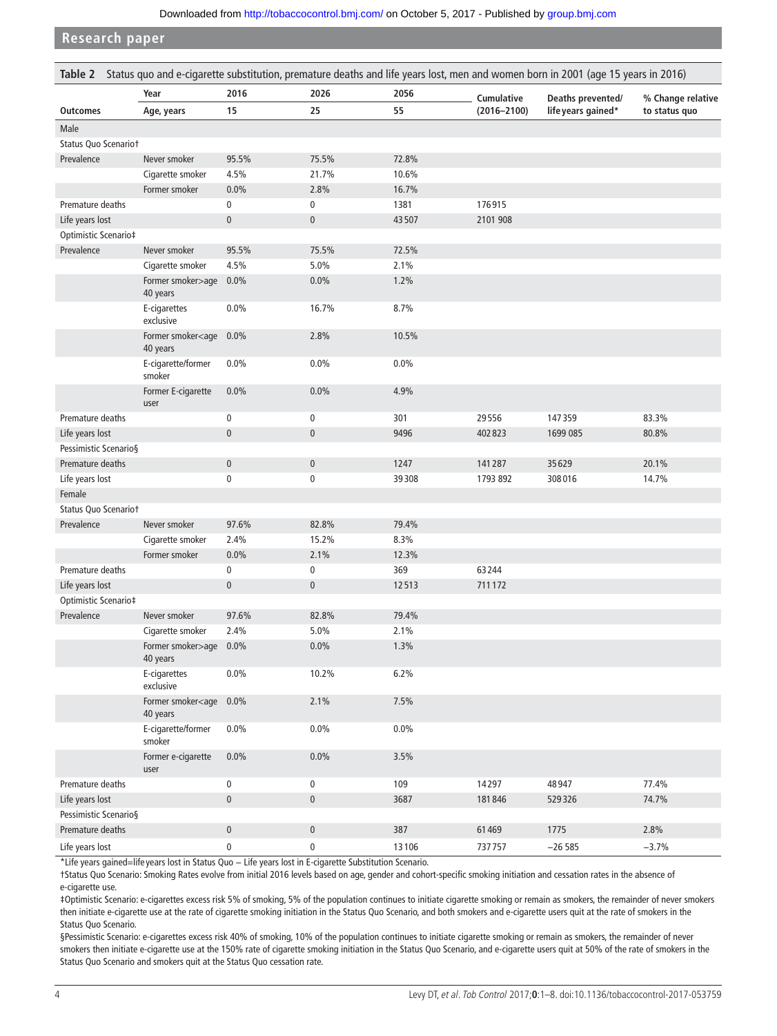**Table 2** Status quo and e-cigarette substitution, premature deaths and life years lost, men and women born in 2001 (age 15 years in 2016)

| Outcomes | Year<br>Age, years | 2016<br>15 | 2026<br>25 | 2056<br>55 | Cumulative (2016–2100) | Deaths prevented/ life years gained* | % Change relative to status quo |
|---|---|---|---|---|---|---|---|
| Male | | | | | | | |
| Status Quo Scenario† | | | | | | | |
| Prevalence | Never smoker | 95.5% | 75.5% | 72.8% | | | |
| | Cigarette smoker | 4.5% | 21.7% | 10.6% | | | |
| | Former smoker | 0.0% | 2.8% | 16.7% | | | |
| Premature deaths | | 0 | 0 | 1381 | 176915 | | |
| Life years lost | | 0 | 0 | 43507 | 2101 908 | | |
| Optimistic Scenario‡ | | | | | | | |
| Prevalence | Never smoker | 95.5% | 75.5% | 72.5% | | | |
| | Cigarette smoker | 4.5% | 5.0% | 2.1% | | | |
| | Former smoker>age 40 years | 0.0% | 0.0% | 1.2% | | | |
| | E-cigarettes exclusive | 0.0% | 16.7% | 8.7% | | | |
| | Former smoker<age 40 years | 0.0% | 2.8% | 10.5% | | | |
| | E-cigarette/former smoker | 0.0% | 0.0% | 0.0% | | | |
| | Former E-cigarette user | 0.0% | 0.0% | 4.9% | | | |
| Premature deaths | | 0 | 0 | 301 | 29556 | 147359 | 83.3% |
| Life years lost | | 0 | 0 | 9496 | 402823 | 1699 085 | 80.8% |
| Pessimistic Scenario§ | | | | | | | |
| Premature deaths | | 0 | 0 | 1247 | 141287 | 35629 | 20.1% |
| Life years lost | | 0 | 0 | 39308 | 1793 892 | 308016 | 14.7% |
| Female | | | | | | | |
| Status Quo Scenario† | | | | | | | |
| Prevalence | Never smoker | 97.6% | 82.8% | 79.4% | | | |
| | Cigarette smoker | 2.4% | 15.2% | 8.3% | | | |
| | Former smoker | 0.0% | 2.1% | 12.3% | | | |
| Premature deaths | | 0 | 0 | 369 | 63244 | | |
| Life years lost | | 0 | 0 | 12513 | 711172 | | |
| Optimistic Scenario‡ | | | | | | | |
| Prevalence | Never smoker | 97.6% | 82.8% | 79.4% | | | |
| | Cigarette smoker | 2.4% | 5.0% | 2.1% | | | |
| | Former smoker>age 40 years | 0.0% | 0.0% | 1.3% | | | |
| | E-cigarettes exclusive | 0.0% | 10.2% | 6.2% | | | |
| | Former smoker<age 40 years | 0.0% | 2.1% | 7.5% | | | |
| | E-cigarette/former smoker | 0.0% | 0.0% | 0.0% | | | |
| | Former e-cigarette user | 0.0% | 0.0% | 3.5% | | | |
| Premature deaths | | 0 | 0 | 109 | 14297 | 48947 | 77.4% |
| Life years lost | | 0 | 0 | 3687 | 181846 | 529326 | 74.7% |
| Pessimistic Scenario§ | | | | | | | |
| Premature deaths | | 0 | 0 | 387 | 61469 | 1775 | 2.8% |
| Life years lost | | 0 | 0 | 13106 | 737757 | −26 585 | −3.7% |

*Life years gained=life years lost in Status Quo − Life years lost in E-cigarette Substitution Scenario.

†Status Quo Scenario: Smoking Rates evolve from initial 2016 levels based on age, gender and cohort-specific smoking initiation and cessation rates in the absence of e-cigarette use.

‡Optimistic Scenario: e-cigarettes excess risk 5% of smoking, 5% of the population continues to initiate cigarette smoking or remain as smokers, the remainder of never smokers then initiate e-cigarette use at the rate of cigarette smoking initiation in the Status Quo Scenario, and both smokers and e-cigarette users quit at the rate of smokers in the Status Quo Scenario.

§Pessimistic Scenario: e-cigarettes excess risk 40% of smoking, 10% of the population continues to initiate cigarette smoking or remain as smokers, the remainder of never smokers then initiate e-cigarette use at the 150% rate of cigarette smoking initiation in the Status Quo Scenario, and e-cigarette users quit at 50% of the rate of smokers in the Status Quo Scenario and smokers quit at the Status Quo cessation rate.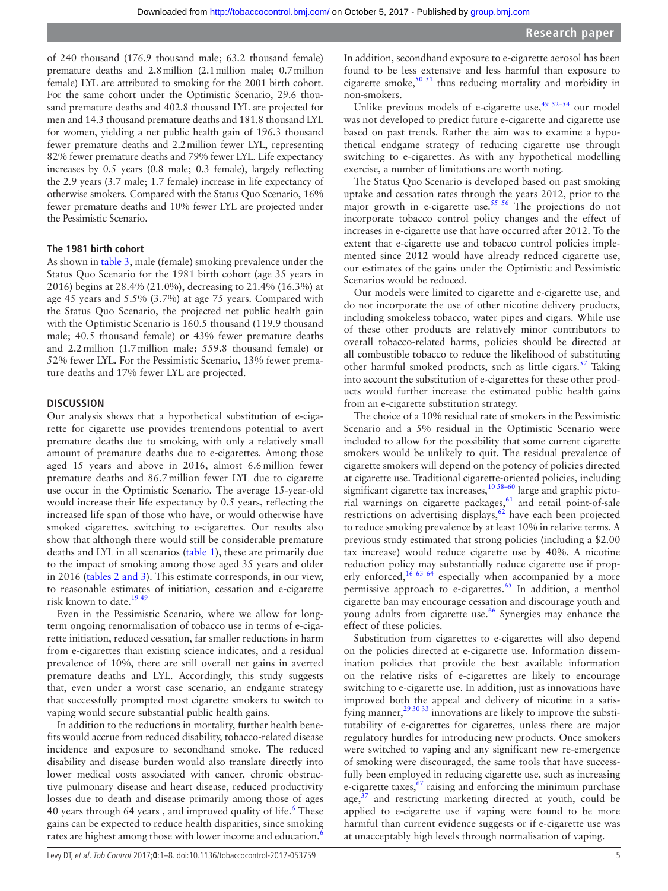of 240 thousand (176.9 thousand male; 63.2 thousand female) premature deaths and 2.8 million (2.1 million male; 0.7 million female) LYL are attributed to smoking for the 2001 birth cohort. For the same cohort under the Optimistic Scenario, 29.6 thousand premature deaths and 402.8 thousand LYL are projected for men and 14.3 thousand premature deaths and 181.8 thousand LYL for women, yielding a net public health gain of 196.3 thousand fewer premature deaths and 2.2 million fewer LYL, representing 82% fewer premature deaths and 79% fewer LYL. Life expectancy increases by 0.5 years (0.8 male; 0.3 female), largely reflecting the 2.9 years (3.7 male; 1.7 female) increase in life expectancy of otherwise smokers. Compared with the Status Quo Scenario, 16% fewer premature deaths and 10% fewer LYL are projected under the Pessimistic Scenario.

### The 1981 birth cohort

As shown in table 3, male (female) smoking prevalence under the Status Quo Scenario for the 1981 birth cohort (age 35 years in 2016) begins at 28.4% (21.0%), decreasing to 21.4% (16.3%) at age 45 years and 5.5% (3.7%) at age 75 years. Compared with the Status Quo Scenario, the projected net public health gain with the Optimistic Scenario is 160.5 thousand (119.9 thousand male; 40.5 thousand female) or 43% fewer premature deaths and 2.2 million (1.7 million male; 559.8 thousand female) or 52% fewer LYL. For the Pessimistic Scenario, 13% fewer premature deaths and 17% fewer LYL are projected.

## DISCUSSION

Our analysis shows that a hypothetical substitution of e-cigarette for cigarette use provides tremendous potential to avert premature deaths due to smoking, with only a relatively small amount of premature deaths due to e-cigarettes. Among those aged 15 years and above in 2016, almost 6.6 million fewer premature deaths and 86.7 million fewer LYL due to cigarette use occur in the Optimistic Scenario. The average 15-year-old would increase their life expectancy by 0.5 years, reflecting the increased life span of those who have, or would otherwise have smoked cigarettes, switching to e-cigarettes. Our results also show that although there would still be considerable premature deaths and LYL in all scenarios (table 1), these are primarily due to the impact of smoking among those aged 35 years and older in 2016 (tables 2 and 3). This estimate corresponds, in our view, to reasonable estimates of initiation, cessation and e-cigarette risk known to date.[19 49]

Even in the Pessimistic Scenario, where we allow for long-term ongoing renormalisation of tobacco use in terms of e-cigarette initiation, reduced cessation, far smaller reductions in harm from e-cigarettes than existing science indicates, and a residual prevalence of 10%, there are still overall net gains in averted premature deaths and LYL. Accordingly, this study suggests that, even under a worst case scenario, an endgame strategy that successfully prompted most cigarette smokers to switch to vaping would secure substantial public health gains.

In addition to the reductions in mortality, further health benefits would accrue from reduced disability, tobacco-related disease incidence and exposure to secondhand smoke. The reduced disability and disease burden would also translate directly into lower medical costs associated with cancer, chronic obstructive pulmonary disease and heart disease, reduced productivity losses due to death and disease primarily among those of ages 40 years through 64 years , and improved quality of life.[6] These gains can be expected to reduce health disparities, since smoking rates are highest among those with lower income and education.[6] In addition, secondhand exposure to e-cigarette aerosol has been found to be less extensive and less harmful than exposure to cigarette smoke,[50 51] thus reducing mortality and morbidity in non-smokers.

Unlike previous models of e-cigarette use,[49 52–54] our model was not developed to predict future e-cigarette and cigarette use based on past trends. Rather the aim was to examine a hypothetical endgame strategy of reducing cigarette use through switching to e-cigarettes. As with any hypothetical modelling exercise, a number of limitations are worth noting.

The Status Quo Scenario is developed based on past smoking uptake and cessation rates through the years 2012, prior to the major growth in e-cigarette use.[55 56] The projections do not incorporate tobacco control policy changes and the effect of increases in e-cigarette use that have occurred after 2012. To the extent that e-cigarette use and tobacco control policies implemented since 2012 would have already reduced cigarette use, our estimates of the gains under the Optimistic and Pessimistic Scenarios would be reduced.

Our models were limited to cigarette and e-cigarette use, and do not incorporate the use of other nicotine delivery products, including smokeless tobacco, water pipes and cigars. While use of these other products are relatively minor contributors to overall tobacco-related harms, policies should be directed at all combustible tobacco to reduce the likelihood of substituting other harmful smoked products, such as little cigars.[57] Taking into account the substitution of e-cigarettes for these other products would further increase the estimated public health gains from an e-cigarette substitution strategy.

The choice of a 10% residual rate of smokers in the Pessimistic Scenario and a 5% residual in the Optimistic Scenario were included to allow for the possibility that some current cigarette smokers would be unlikely to quit. The residual prevalence of cigarette smokers will depend on the potency of policies directed at cigarette use. Traditional cigarette-oriented policies, including significant cigarette tax increases,[10 58–60] large and graphic pictorial warnings on cigarette packages,[61] and retail point-of-sale restrictions on advertising displays,[62] have each been projected to reduce smoking prevalence by at least 10% in relative terms. A previous study estimated that strong policies (including a $2.00 tax increase) would reduce cigarette use by 40%. A nicotine reduction policy may substantially reduce cigarette use if properly enforced,[16 63 64] especially when accompanied by a more permissive approach to e-cigarettes.[65] In addition, a menthol cigarette ban may encourage cessation and discourage youth and young adults from cigarette use.[66] Synergies may enhance the effect of these policies.

Substitution from cigarettes to e-cigarettes will also depend on the policies directed at e-cigarette use. Information dissemination policies that provide the best available information on the relative risks of e-cigarettes are likely to encourage switching to e-cigarette use. In addition, just as innovations have improved both the appeal and delivery of nicotine in a satisfying manner,[29 30 33] innovations are likely to improve the substitutability of e-cigarettes for cigarettes, unless there are major regulatory hurdles for introducing new products. Once smokers were switched to vaping and any significant new re-emergence of smoking were discouraged, the same tools that have successfully been employed in reducing cigarette use, such as increasing e-cigarette taxes,[67] raising and enforcing the minimum purchase age,[37] and restricting marketing directed at youth, could be applied to e-cigarette use if vaping were found to be more harmful than current evidence suggests or if e-cigarette use was at unacceptably high levels through normalisation of vaping.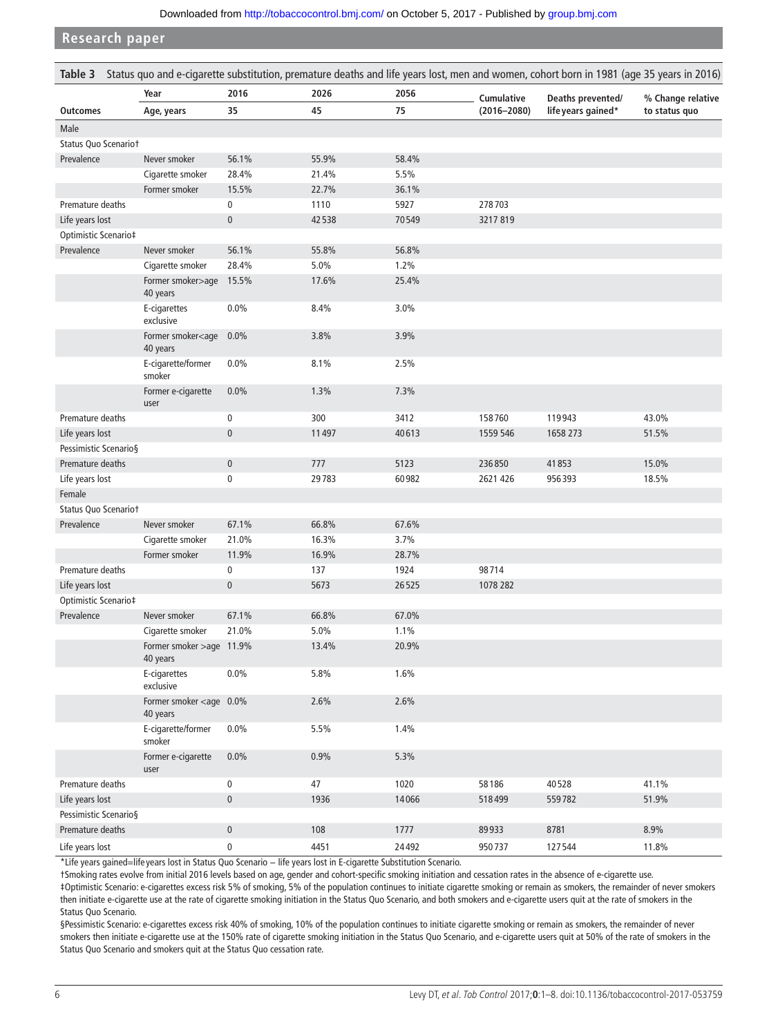**Table 3** Status quo and e-cigarette substitution, premature deaths and life years lost, men and women, cohort born in 1981 (age 35 years in 2016)

| | Year | 2016 | 2026 | 2056 | Cumulative | Deaths prevented/ | % Change relative |
|---|---|---|---|---|---|---|---|
| **Outcomes** | **Age, years** | **35** | **45** | **75** | **(2016–2080)** | **life years gained*** | **to status quo** |
| Male | | | | | | | |
| Status Quo Scenario† | | | | | | | |
| Prevalence | Never smoker | 56.1% | 55.9% | 58.4% | | | |
| | Cigarette smoker | 28.4% | 21.4% | 5.5% | | | |
| | Former smoker | 15.5% | 22.7% | 36.1% | | | |
| Premature deaths | | 0 | 1110 | 5927 | 278 703 | | |
| Life years lost | | 0 | 42 538 | 70 549 | 3217 819 | | |
| Optimistic Scenario‡ | | | | | | | |
| Prevalence | Never smoker | 56.1% | 55.8% | 56.8% | | | |
| | Cigarette smoker | 28.4% | 5.0% | 1.2% | | | |
| | Former smoker>age 40 years | 15.5% | 17.6% | 25.4% | | | |
| | E-cigarettes exclusive | 0.0% | 8.4% | 3.0% | | | |
| | Former smoker<age 40 years | 0.0% | 3.8% | 3.9% | | | |
| | E-cigarette/former smoker | 0.0% | 8.1% | 2.5% | | | |
| | Former e-cigarette user | 0.0% | 1.3% | 7.3% | | | |
| Premature deaths | | 0 | 300 | 3412 | 158 760 | 119 943 | 43.0% |
| Life years lost | | 0 | 11 497 | 40 613 | 1559 546 | 1658 273 | 51.5% |
| Pessimistic Scenario§ | | | | | | | |
| Premature deaths | | 0 | 777 | 5123 | 236 850 | 41 853 | 15.0% |
| Life years lost | | 0 | 29 783 | 60 982 | 2621 426 | 956 393 | 18.5% |
| Female | | | | | | | |
| Status Quo Scenario† | | | | | | | |
| Prevalence | Never smoker | 67.1% | 66.8% | 67.6% | | | |
| | Cigarette smoker | 21.0% | 16.3% | 3.7% | | | |
| | Former smoker | 11.9% | 16.9% | 28.7% | | | |
| Premature deaths | | 0 | 137 | 1924 | 98 714 | | |
| Life years lost | | 0 | 5673 | 26 525 | 1078 282 | | |
| Optimistic Scenario‡ | | | | | | | |
| Prevalence | Never smoker | 67.1% | 66.8% | 67.0% | | | |
| | Cigarette smoker | 21.0% | 5.0% | 1.1% | | | |
| | Former smoker >age 40 years | 11.9% | 13.4% | 20.9% | | | |
| | E-cigarettes exclusive | 0.0% | 5.8% | 1.6% | | | |
| | Former smoker <age 40 years | 0.0% | 2.6% | 2.6% | | | |
| | E-cigarette/former smoker | 0.0% | 5.5% | 1.4% | | | |
| | Former e-cigarette user | 0.0% | 0.9% | 5.3% | | | |
| Premature deaths | | 0 | 47 | 1020 | 58 186 | 40 528 | 41.1% |
| Life years lost | | 0 | 1936 | 14 066 | 518 499 | 559 782 | 51.9% |
| Pessimistic Scenario§ | | | | | | | |
| Premature deaths | | 0 | 108 | 1777 | 89 933 | 8781 | 8.9% |
| Life years lost | | 0 | 4451 | 24 492 | 950 737 | 127 544 | 11.8% |

*Life years gained=life years lost in Status Quo Scenario – life years lost in E-cigarette Substitution Scenario.

†Smoking rates evolve from initial 2016 levels based on age, gender and cohort-specific smoking initiation and cessation rates in the absence of e-cigarette use.

‡Optimistic Scenario: e-cigarettes excess risk 5% of smoking, 5% of the population continues to initiate cigarette smoking or remain as smokers, the remainder of never smokers then initiate e-cigarette use at the rate of cigarette smoking initiation in the Status Quo Scenario, and both smokers and e-cigarette users quit at the rate of smokers in the Status Quo Scenario.

§Pessimistic Scenario: e-cigarettes excess risk 40% of smoking, 10% of the population continues to initiate cigarette smoking or remain as smokers, the remainder of never smokers then initiate e-cigarette use at the 150% rate of cigarette smoking initiation in the Status Quo Scenario, and e-cigarette users quit at 50% of the rate of smokers in the Status Quo Scenario and smokers quit at the Status Quo cessation rate.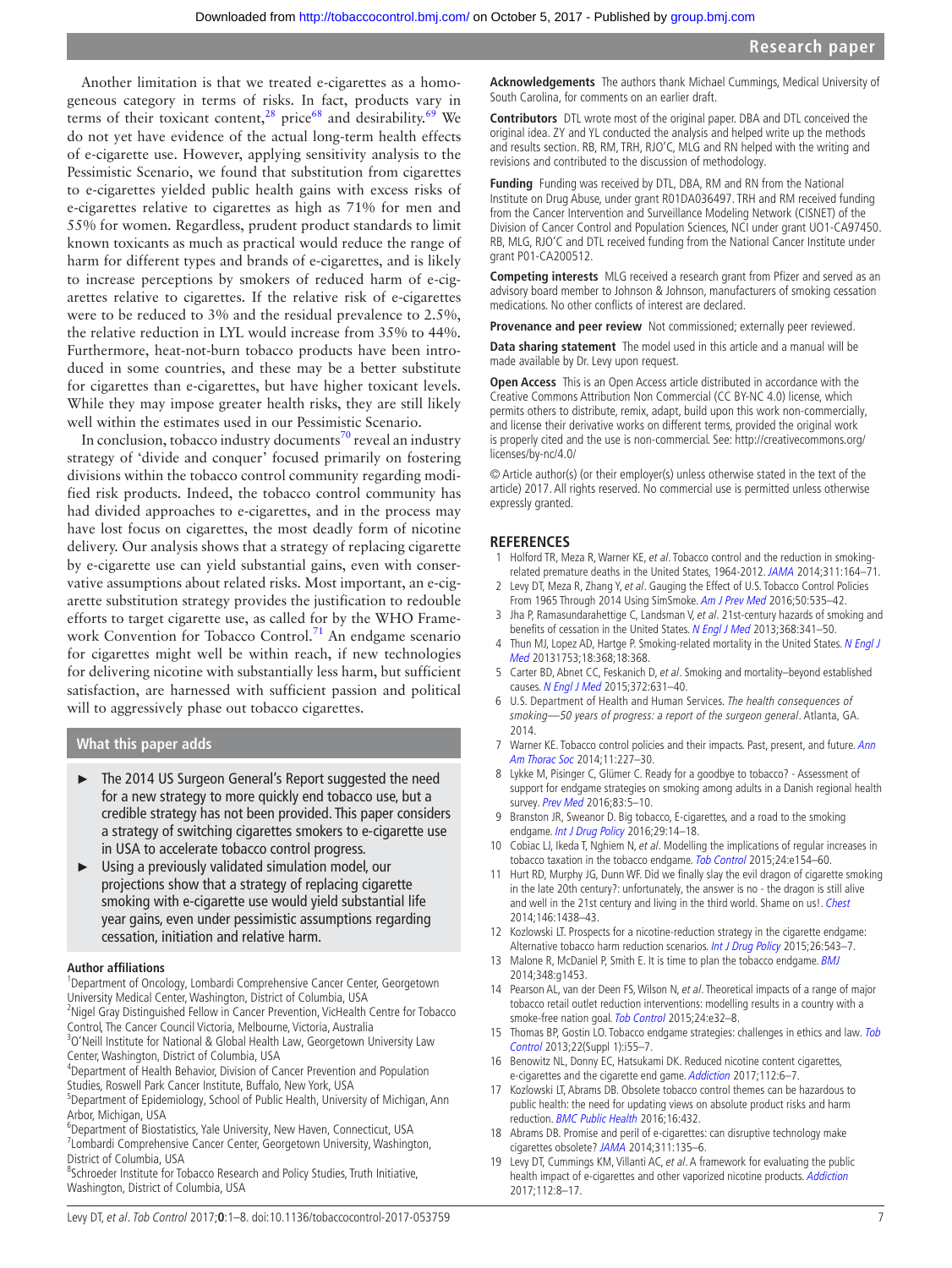Another limitation is that we treated e-cigarettes as a homogeneous category in terms of risks. In fact, products vary in terms of their toxicant content,[28] price[68] and desirability.[69] We do not yet have evidence of the actual long-term health effects of e-cigarette use. However, applying sensitivity analysis to the Pessimistic Scenario, we found that substitution from cigarettes to e-cigarettes yielded public health gains with excess risks of e-cigarettes relative to cigarettes as high as 71% for men and 55% for women. Regardless, prudent product standards to limit known toxicants as much as practical would reduce the range of harm for different types and brands of e-cigarettes, and is likely to increase perceptions by smokers of reduced harm of e-cigarettes relative to cigarettes. If the relative risk of e-cigarettes were to be reduced to 3% and the residual prevalence to 2.5%, the relative reduction in LYL would increase from 35% to 44%. Furthermore, heat-not-burn tobacco products have been introduced in some countries, and these may be a better substitute for cigarettes than e-cigarettes, but have higher toxicant levels. While they may impose greater health risks, they are still likely well within the estimates used in our Pessimistic Scenario.

In conclusion, tobacco industry documents[70] reveal an industry strategy of 'divide and conquer' focused primarily on fostering divisions within the tobacco control community regarding modified risk products. Indeed, the tobacco control community has had divided approaches to e-cigarettes, and in the process may have lost focus on cigarettes, the most deadly form of nicotine delivery. Our analysis shows that a strategy of replacing cigarette by e-cigarette use can yield substantial gains, even with conservative assumptions about related risks. Most important, an e-cigarette substitution strategy provides the justification to redouble efforts to target cigarette use, as called for by the WHO Framework Convention for Tobacco Control.[71] An endgame scenario for cigarettes might well be within reach, if new technologies for delivering nicotine with substantially less harm, but sufficient satisfaction, are harnessed with sufficient passion and political will to aggressively phase out tobacco cigarettes.

### What this paper adds

- ► The 2014 US Surgeon General's Report suggested the need for a new strategy to more quickly end tobacco use, but a credible strategy has not been provided. This paper considers a strategy of switching cigarettes smokers to e-cigarette use in USA to accelerate tobacco control progress.
- ► Using a previously validated simulation model, our projections show that a strategy of replacing cigarette smoking with e-cigarette use would yield substantial life year gains, even under pessimistic assumptions regarding cessation, initiation and relative harm.

#### Author affiliations

[1]Department of Oncology, Lombardi Comprehensive Cancer Center, Georgetown University Medical Center, Washington, District of Columbia, USA
[2]Nigel Gray Distinguished Fellow in Cancer Prevention, VicHealth Centre for Tobacco Control, The Cancer Council Victoria, Melbourne, Victoria, Australia
[3]O'Neill Institute for National & Global Health Law, Georgetown University Law Center, Washington, District of Columbia, USA
[4]Department of Health Behavior, Division of Cancer Prevention and Population Studies, Roswell Park Cancer Institute, Buffalo, New York, USA
[5]Department of Epidemiology, School of Public Health, University of Michigan, Ann Arbor, Michigan, USA
[6]Department of Biostatistics, Yale University, New Haven, Connecticut, USA
[7]Lombardi Comprehensive Cancer Center, Georgetown University, Washington, District of Columbia, USA
[8]Schroeder Institute for Tobacco Research and Policy Studies, Truth Initiative, Washington, District of Columbia, USA

**Acknowledgements** The authors thank Michael Cummings, Medical University of South Carolina, for comments on an earlier draft.

**Contributors** DTL wrote most of the original paper. DBA and DTL conceived the original idea. ZY and YL conducted the analysis and helped write up the methods and results section. RB, RM, TRH, RJO'C, MLG and RN helped with the writing and revisions and contributed to the discussion of methodology.

**Funding** Funding was received by DTL, DBA, RM and RN from the National Institute on Drug Abuse, under grant R01DA036497. TRH and RM received funding from the Cancer Intervention and Surveillance Modeling Network (CISNET) of the Division of Cancer Control and Population Sciences, NCI under grant UO1-CA97450. RB, MLG, RJO'C and DTL received funding from the National Cancer Institute under grant P01-CA200512.

**Competing interests** MLG received a research grant from Pfizer and served as an advisory board member to Johnson & Johnson, manufacturers of smoking cessation medications. No other conflicts of interest are declared.

**Provenance and peer review** Not commissioned; externally peer reviewed.

**Data sharing statement** The model used in this article and a manual will be made available by Dr. Levy upon request.

**Open Access** This is an Open Access article distributed in accordance with the Creative Commons Attribution Non Commercial (CC BY-NC 4.0) license, which permits others to distribute, remix, adapt, build upon this work non-commercially, and license their derivative works on different terms, provided the original work is properly cited and the use is non-commercial. See: http://creativecommons.org/licenses/by-nc/4.0/

© Article author(s) (or their employer(s) unless otherwise stated in the text of the article) 2017. All rights reserved. No commercial use is permitted unless otherwise expressly granted.

## REFERENCES

1. Holford TR, Meza R, Warner KE, *et al*. Tobacco control and the reduction in smoking-related premature deaths in the United States, 1964-2012. *JAMA* 2014;311:164–71.
2. Levy DT, Meza R, Zhang Y, *et al*. Gauging the Effect of U.S. Tobacco Control Policies From 1965 Through 2014 Using SimSmoke. *Am J Prev Med* 2016;50:535–42.
3. Jha P, Ramasundarahettige C, Landsman V, *et al*. 21st-century hazards of smoking and benefits of cessation in the United States. *N Engl J Med* 2013;368:341–50.
4. Thun MJ, Lopez AD, Hartge P. Smoking-related mortality in the United States. *N Engl J Med* 20131753;18:368;18:368.
5. Carter BD, Abnet CC, Feskanich D, *et al*. Smoking and mortality–beyond established causes. *N Engl J Med* 2015;372:631–40.
6. U.S. Department of Health and Human Services. *The health consequences of smoking—50 years of progress: a report of the surgeon general*. Atlanta, GA. 2014.
7. Warner KE. Tobacco control policies and their impacts. Past, present, and future. *Ann Am Thorac Soc* 2014;11:227–30.
8. Lykke M, Pisinger C, Glümer C. Ready for a goodbye to tobacco? - Assessment of support for endgame strategies on smoking among adults in a Danish regional health survey. *Prev Med* 2016;83:5–10.
9. Branston JR, Sweanor D. Big tobacco, E-cigarettes, and a road to the smoking endgame. *Int J Drug Policy* 2016;29:14–18.
10. Cobiac LJ, Ikeda T, Nghiem N, *et al*. Modelling the implications of regular increases in tobacco taxation in the tobacco endgame. *Tob Control* 2015;24:e154–60.
11. Hurt RD, Murphy JG, Dunn WF. Did we finally slay the evil dragon of cigarette smoking in the late 20th century?: unfortunately, the answer is no - the dragon is still alive and well in the 21st century and living in the third world. Shame on us!. *Chest* 2014;146:1438–43.
12. Kozlowski LT. Prospects for a nicotine-reduction strategy in the cigarette endgame: Alternative tobacco harm reduction scenarios. *Int J Drug Policy* 2015;26:543–7.
13. Malone R, McDaniel P, Smith E. It is time to plan the tobacco endgame. *BMJ* 2014;348:g1453.
14. Pearson AL, van der Deen FS, Wilson N, *et al*. Theoretical impacts of a range of major tobacco retail outlet reduction interventions: modelling results in a country with a smoke-free nation goal. *Tob Control* 2015;24:e32–8.
15. Thomas BP, Gostin LO. Tobacco endgame strategies: challenges in ethics and law. *Tob Control* 2013;22(Suppl 1):i55–7.
16. Benowitz NL, Donny EC, Hatsukami DK. Reduced nicotine content cigarettes, e-cigarettes and the cigarette end game. *Addiction* 2017;112:6–7.
17. Kozlowski LT, Abrams DB. Obsolete tobacco control themes can be hazardous to public health: the need for updating views on absolute product risks and harm reduction. *BMC Public Health* 2016;16:432.
18. Abrams DB. Promise and peril of e-cigarettes: can disruptive technology make cigarettes obsolete? *JAMA* 2014;311:135–6.
19. Levy DT, Cummings KM, Villanti AC, *et al*. A framework for evaluating the public health impact of e-cigarettes and other vaporized nicotine products. *Addiction* 2017;112:8–17.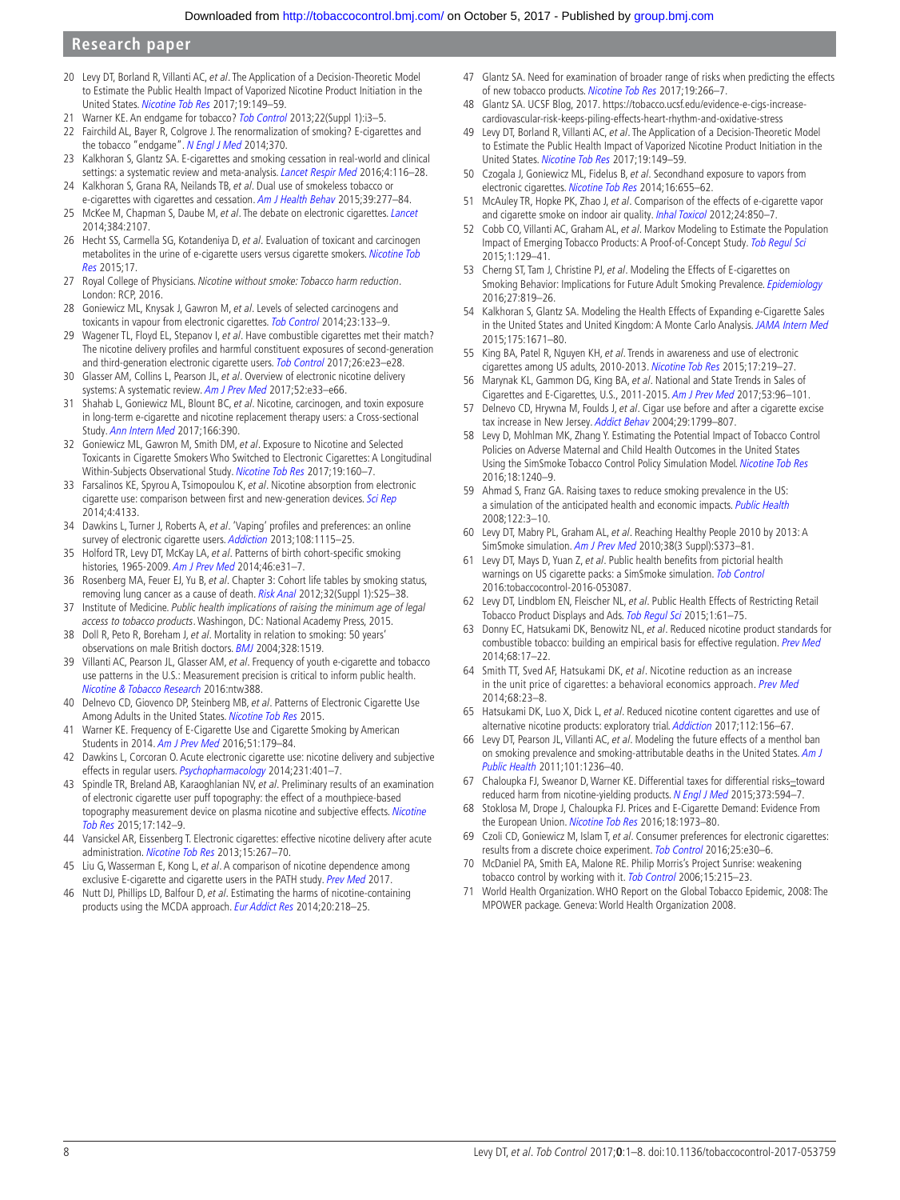20 Levy DT, Borland R, Villanti AC, *et al*. The Application of a Decision-Theoretic Model to Estimate the Public Health Impact of Vaporized Nicotine Product Initiation in the United States. *Nicotine Tob Res* 2017;19:149–59.

21 Warner KE. An endgame for tobacco? *Tob Control* 2013;22(Suppl 1):i3–5.

22 Fairchild AL, Bayer R, Colgrove J. The renormalization of smoking? E-cigarettes and the tobacco "endgame". *N Engl J Med* 2014;370.

23 Kalkhoran S, Glantz SA. E-cigarettes and smoking cessation in real-world and clinical settings: a systematic review and meta-analysis. *Lancet Respir Med* 2016;4:116–28.

24 Kalkhoran S, Grana RA, Neilands TB, *et al*. Dual use of smokeless tobacco or e-cigarettes with cigarettes and cessation. *Am J Health Behav* 2015;39:277–84.

25 McKee M, Chapman S, Daube M, *et al*. The debate on electronic cigarettes. *Lancet* 2014;384:2107.

26 Hecht SS, Carmella SG, Kotandeniya D, *et al*. Evaluation of toxicant and carcinogen metabolites in the urine of e-cigarette users versus cigarette smokers. *Nicotine Tob Res* 2015;17.

27 Royal College of Physicians. *Nicotine without smoke: Tobacco harm reduction*. London: RCP, 2016.

28 Goniewicz ML, Knysak J, Gawron M, *et al*. Levels of selected carcinogens and toxicants in vapour from electronic cigarettes. *Tob Control* 2014;23:133–9.

29 Wagener TL, Floyd EL, Stepanov I, *et al*. Have combustible cigarettes met their match? The nicotine delivery profiles and harmful constituent exposures of second-generation and third-generation electronic cigarette users. *Tob Control* 2017;26:e23–e28.

30 Glasser AM, Collins L, Pearson JL, *et al*. Overview of electronic nicotine delivery systems: A systematic review. *Am J Prev Med* 2017;52:e33–e66.

31 Shahab L, Goniewicz ML, Blount BC, *et al*. Nicotine, carcinogen, and toxin exposure in long-term e-cigarette and nicotine replacement therapy users: a Cross-sectional Study. *Ann Intern Med* 2017;166:390.

32 Goniewicz ML, Gawron M, Smith DM, *et al*. Exposure to Nicotine and Selected Toxicants in Cigarette Smokers Who Switched to Electronic Cigarettes: A Longitudinal Within-Subjects Observational Study. *Nicotine Tob Res* 2017;19:160–7.

33 Farsalinos KE, Spyrou A, Tsimopoulou K, *et al*. Nicotine absorption from electronic cigarette use: comparison between first and new-generation devices. *Sci Rep* 2014;4:4133.

34 Dawkins L, Turner J, Roberts A, *et al*. 'Vaping' profiles and preferences: an online survey of electronic cigarette users. *Addiction* 2013;108:1115–25.

35 Holford TR, Levy DT, McKay LA, *et al*. Patterns of birth cohort-specific smoking histories, 1965-2009. *Am J Prev Med* 2014;46:e31–7.

36 Rosenberg MA, Feuer EJ, Yu B, *et al*. Chapter 3: Cohort life tables by smoking status, removing lung cancer as a cause of death. *Risk Anal* 2012;32(Suppl 1):S25–38.

37 Institute of Medicine. *Public health implications of raising the minimum age of legal access to tobacco products*. Washington, DC: National Academy Press, 2015.

38 Doll R, Peto R, Boreham J, *et al*. Mortality in relation to smoking: 50 years' observations on male British doctors. *BMJ* 2004;328:1519.

39 Villanti AC, Pearson JL, Glasser AM, *et al*. Frequency of youth e-cigarette and tobacco use patterns in the U.S.: Measurement precision is critical to inform public health. *Nicotine & Tobacco Research* 2016:ntw388.

40 Delnevo CD, Giovenco DP, Steinberg MB, *et al*. Patterns of Electronic Cigarette Use Among Adults in the United States. *Nicotine Tob Res* 2015.

41 Warner KE. Frequency of E-Cigarette Use and Cigarette Smoking by American Students in 2014. *Am J Prev Med* 2016;51:179–84.

42 Dawkins L, Corcoran O. Acute electronic cigarette use: nicotine delivery and subjective effects in regular users. *Psychopharmacology* 2014;231:401–7.

43 Spindle TR, Breland AB, Karaoghlanian NV, *et al*. Preliminary results of an examination of electronic cigarette user puff topography: the effect of a mouthpiece-based topography measurement device on plasma nicotine and subjective effects. *Nicotine Tob Res* 2015;17:142–9.

44 Vansickel AR, Eissenberg T. Electronic cigarettes: effective nicotine delivery after acute administration. *Nicotine Tob Res* 2013;15:267–70.

45 Liu G, Wasserman E, Kong L, *et al*. A comparison of nicotine dependence among exclusive E-cigarette and cigarette users in the PATH study. *Prev Med* 2017.

46 Nutt DJ, Phillips LD, Balfour D, *et al*. Estimating the harms of nicotine-containing products using the MCDA approach. *Eur Addict Res* 2014;20:218–25.

47 Glantz SA. Need for examination of broader range of risks when predicting the effects of new tobacco products. *Nicotine Tob Res* 2017;19:266–7.

48 Glantz SA. UCSF Blog, 2017. https://tobacco.ucsf.edu/evidence-e-cigs-increase-cardiovascular-risk-keeps-piling-effects-heart-rhythm-and-oxidative-stress

49 Levy DT, Borland R, Villanti AC, *et al*. The Application of a Decision-Theoretic Model to Estimate the Public Health Impact of Vaporized Nicotine Product Initiation in the United States. *Nicotine Tob Res* 2017;19:149–59.

50 Czogala J, Goniewicz ML, Fidelus B, *et al*. Secondhand exposure to vapors from electronic cigarettes. *Nicotine Tob Res* 2014;16:655–62.

51 McAuley TR, Hopke PK, Zhao J, *et al*. Comparison of the effects of e-cigarette vapor and cigarette smoke on indoor air quality. *Inhal Toxicol* 2012;24:850–7.

52 Cobb CO, Villanti AC, Graham AL, *et al*. Markov Modeling to Estimate the Population Impact of Emerging Tobacco Products: A Proof-of-Concept Study. *Tob Regul Sci* 2015;1:129–41.

53 Cherng ST, Tam J, Christine PJ, *et al*. Modeling the Effects of E-cigarettes on Smoking Behavior: Implications for Future Adult Smoking Prevalence. *Epidemiology* 2016;27:819–26.

54 Kalkhoran S, Glantz SA. Modeling the Health Effects of Expanding e-Cigarette Sales in the United States and United Kingdom: A Monte Carlo Analysis. *JAMA Intern Med* 2015;175:1671–80.

55 King BA, Patel R, Nguyen KH, *et al*. Trends in awareness and use of electronic cigarettes among US adults, 2010-2013. *Nicotine Tob Res* 2015;17:219–27.

56 Marynak KL, Gammon DG, King BA, *et al*. National and State Trends in Sales of Cigarettes and E-Cigarettes, U.S., 2011-2015. *Am J Prev Med* 2017;53:96–101.

57 Delnevo CD, Hrywna M, Foulds J, *et al*. Cigar use before and after a cigarette excise tax increase in New Jersey. *Addict Behav* 2004;29:1799–807.

58 Levy D, Mohlman MK, Zhang Y. Estimating the Potential Impact of Tobacco Control Policies on Adverse Maternal and Child Health Outcomes in the United States Using the SimSmoke Tobacco Control Policy Simulation Model. *Nicotine Tob Res* 2016;18:1240–9.

59 Ahmad S, Franz GA. Raising taxes to reduce smoking prevalence in the US: a simulation of the anticipated health and economic impacts. *Public Health* 2008;122:3–10.

60 Levy DT, Mabry PL, Graham AL, *et al*. Reaching Healthy People 2010 by 2013: A SimSmoke simulation. *Am J Prev Med* 2010;38(3 Suppl):S373–81.

61 Levy DT, Mays D, Yuan Z, *et al*. Public health benefits from pictorial health warnings on US cigarette packs: a SimSmoke simulation. *Tob Control* 2016:tobaccocontrol-2016-053087.

62 Levy DT, Lindblom EN, Fleischer NL, *et al*. Public Health Effects of Restricting Retail Tobacco Product Displays and Ads. *Tob Regul Sci* 2015;1:61–75.

63 Donny EC, Hatsukami DK, Benowitz NL, *et al*. Reduced nicotine product standards for combustible tobacco: building an empirical basis for effective regulation. *Prev Med* 2014;68:17–22.

64 Smith TT, Sved AF, Hatsukami DK, *et al*. Nicotine reduction as an increase in the unit price of cigarettes: a behavioral economics approach. *Prev Med* 2014;68:23–8.

65 Hatsukami DK, Luo X, Dick L, *et al*. Reduced nicotine content cigarettes and use of alternative nicotine products: exploratory trial. *Addiction* 2017;112:156–67.

66 Levy DT, Pearson JL, Villanti AC, *et al*. Modeling the future effects of a menthol ban on smoking prevalence and smoking-attributable deaths in the United States. *Am J Public Health* 2011;101:1236–40.

67 Chaloupka FJ, Sweanor D, Warner KE. Differential taxes for differential risks–toward reduced harm from nicotine-yielding products. *N Engl J Med* 2015;373:594–7.

68 Stoklosa M, Drope J, Chaloupka FJ. Prices and E-Cigarette Demand: Evidence From the European Union. *Nicotine Tob Res* 2016;18:1973–80.

69 Czoli CD, Goniewicz M, Islam T, *et al*. Consumer preferences for electronic cigarettes: results from a discrete choice experiment. *Tob Control* 2016;25:e30–6.

70 McDaniel PA, Smith EA, Malone RE. Philip Morris's Project Sunrise: weakening tobacco control by working with it. *Tob Control* 2006;15:215–23.

71 World Health Organization. WHO Report on the Global Tobacco Epidemic, 2008: The MPOWER package. Geneva: World Health Organization 2008.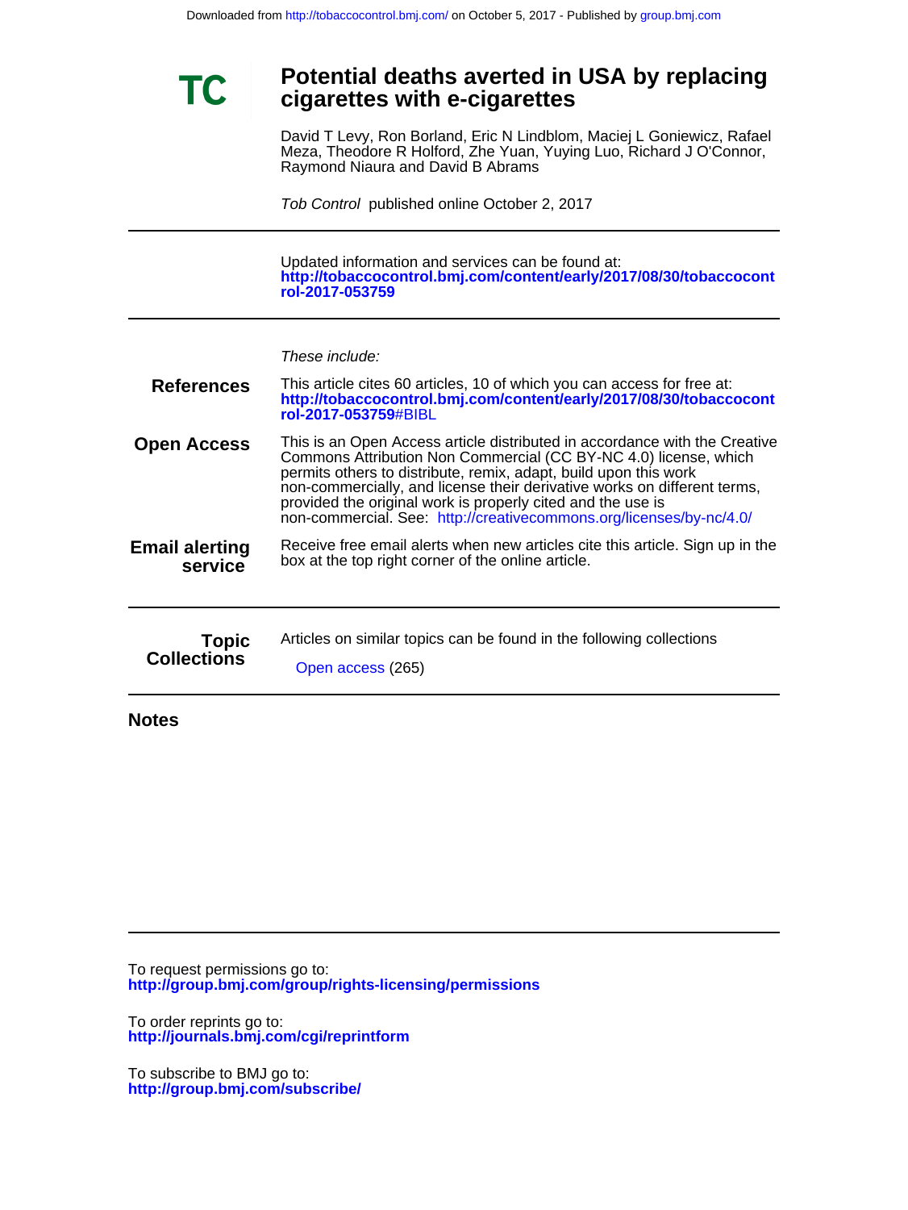Downloaded from http://tobaccocontrol.bmj.com/ on October 5, 2017 - Published by group.bmj.com

TC

# Potential deaths averted in USA by replacing cigarettes with e-cigarettes

David T Levy, Ron Borland, Eric N Lindblom, Maciej L Goniewicz, Rafael Meza, Theodore R Holford, Zhe Yuan, Yuying Luo, Richard J O'Connor, Raymond Niaura and David B Abrams

*Tob Control* published online October 2, 2017

---

Updated information and services can be found at:
**http://tobaccocontrol.bmj.com/content/early/2017/08/30/tobaccocontrol-2017-053759**

---

*These include:*

**References**

This article cites 60 articles, 10 of which you can access for free at:
**http://tobaccocontrol.bmj.com/content/early/2017/08/30/tobaccocontrol-2017-053759**#BIBL

**Open Access**

This is an Open Access article distributed in accordance with the Creative Commons Attribution Non Commercial (CC BY-NC 4.0) license, which permits others to distribute, remix, adapt, build upon this work non-commercially, and license their derivative works on different terms, provided the original work is properly cited and the use is non-commercial. See: http://creativecommons.org/licenses/by-nc/4.0/

**Email alerting service**

Receive free email alerts when new articles cite this article. Sign up in the box at the top right corner of the online article.

---

**Topic Collections**

Articles on similar topics can be found in the following collections

Open access (265)

---

## Notes

---

To request permissions go to:
**http://group.bmj.com/group/rights-licensing/permissions**

To order reprints go to:
**http://journals.bmj.com/cgi/reprintform**

To subscribe to BMJ go to:
**http://group.bmj.com/subscribe/**